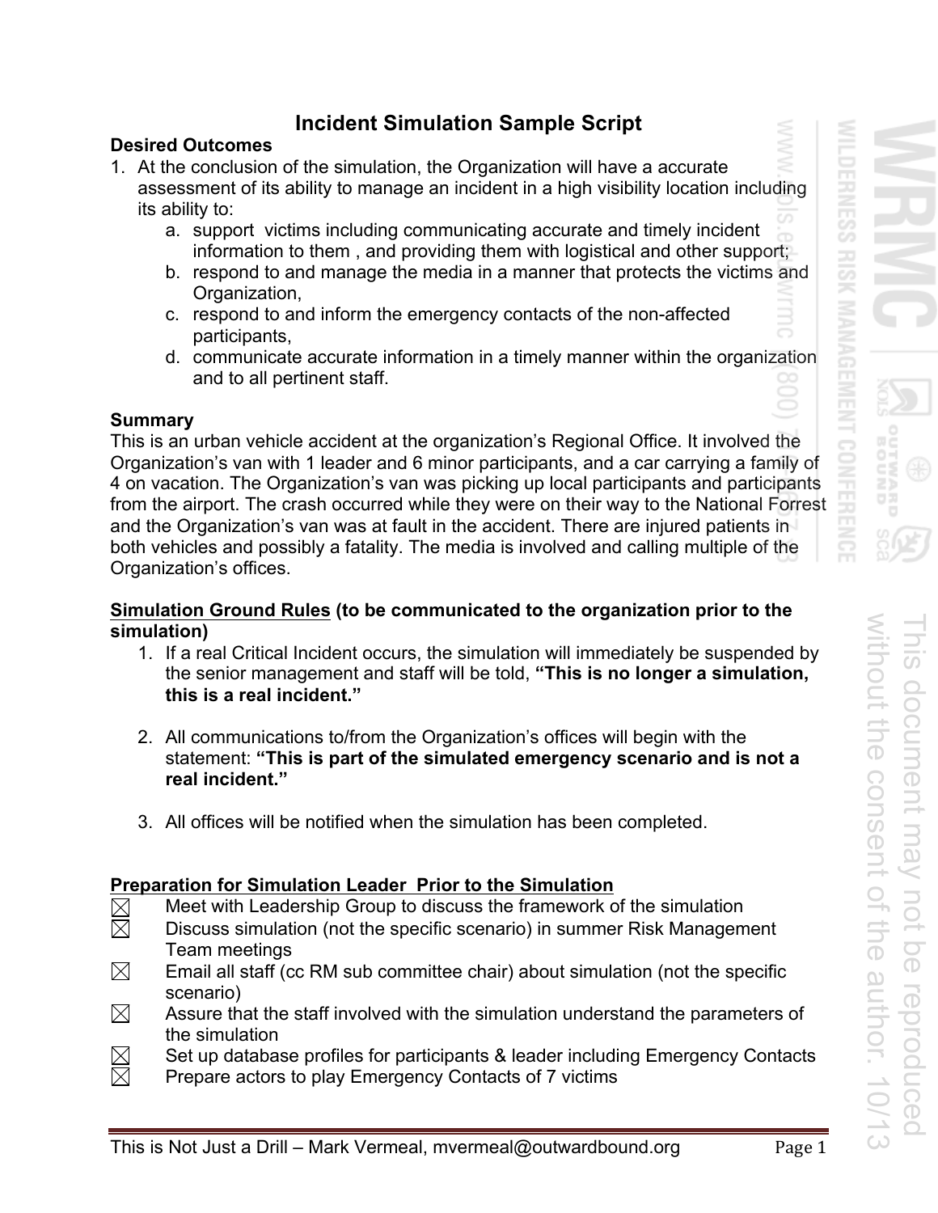# Incident Simulation Sample Script

**Desired Outcomes**

1. At the conclusion of the simulation, the Organization will have a accurate assessment of its ability to manage an incident in a high visibility location including its ability to:
   a. support victims including communicating accurate and timely incident information to them , and providing them with logistical and other support;
   b. respond to and manage the media in a manner that protects the victims and Organization,
   c. respond to and inform the emergency contacts of the non-affected participants,
   d. communicate accurate information in a timely manner within the organization and to all pertinent staff.

**Summary**

This is an urban vehicle accident at the organization's Regional Office. It involved the Organization's van with 1 leader and 6 minor participants, and a car carrying a family of 4 on vacation. The Organization's van was picking up local participants and participants from the airport. The crash occurred while they were on their way to the National Forrest and the Organization's van was at fault in the accident. There are injured patients in both vehicles and possibly a fatality. The media is involved and calling multiple of the Organization's offices.

**<u>Simulation Ground Rules</u> (to be communicated to the organization prior to the simulation)**

1. If a real Critical Incident occurs, the simulation will immediately be suspended by the senior management and staff will be told, **"This is no longer a simulation, this is a real incident."**

2. All communications to/from the Organization's offices will begin with the statement: **"This is part of the simulated emergency scenario and is not a real incident."**

3. All offices will be notified when the simulation has been completed.

**<u>Preparation for Simulation Leader Prior to the Simulation</u>**

- [x] Meet with Leadership Group to discuss the framework of the simulation
- [x] Discuss simulation (not the specific scenario) in summer Risk Management Team meetings
- [x] Email all staff (cc RM sub committee chair) about simulation (not the specific scenario)
- [x] Assure that the staff involved with the simulation understand the parameters of the simulation
- [x] Set up database profiles for participants & leader including Emergency Contacts
- [x] Prepare actors to play Emergency Contacts of 7 victims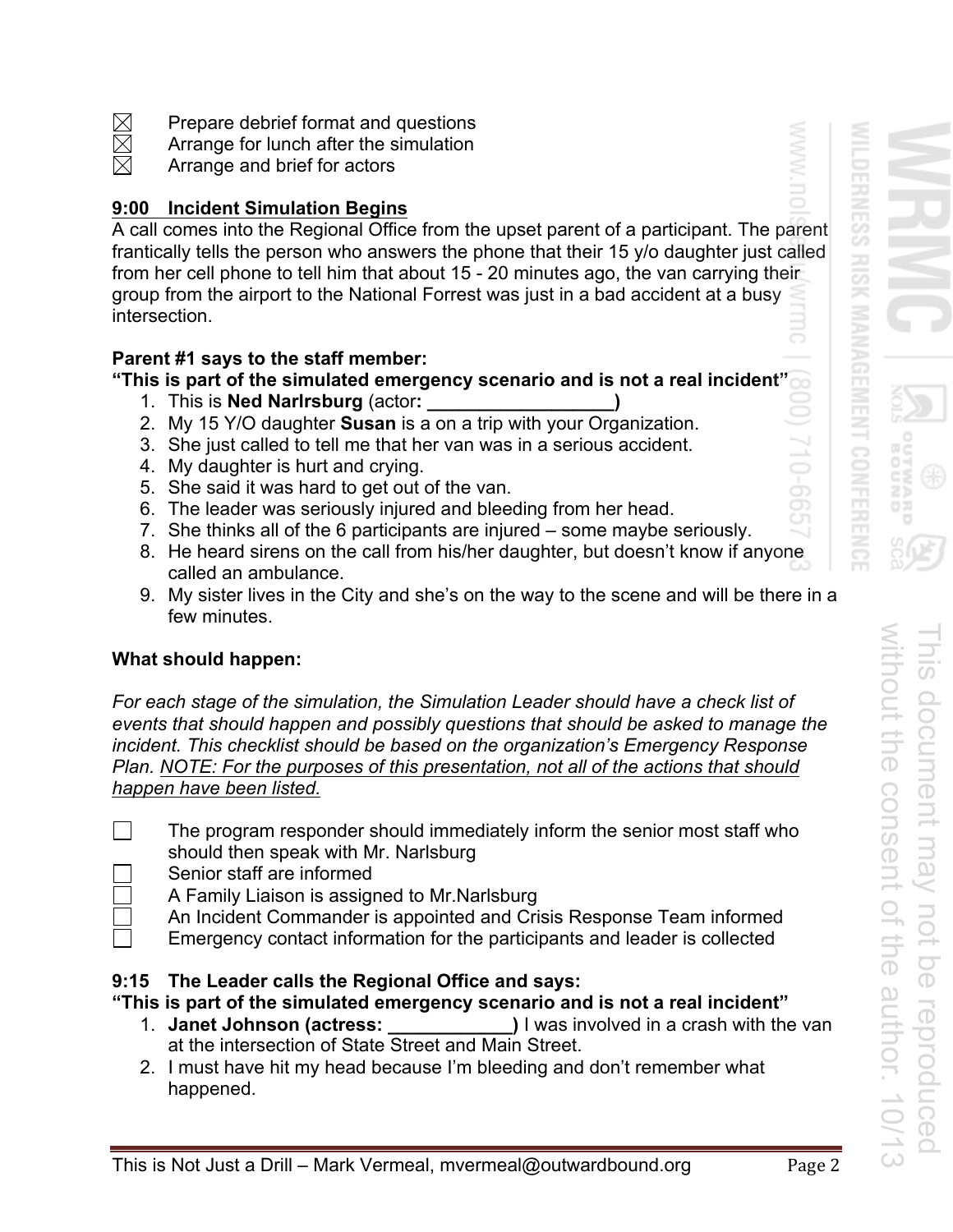- [x] Prepare debrief format and questions
- [x] Arrange for lunch after the simulation
- [x] Arrange and brief for actors

**9:00 Incident Simulation Begins**

A call comes into the Regional Office from the upset parent of a participant. The parent frantically tells the person who answers the phone that their 15 y/o daughter just called from her cell phone to tell him that about 15 - 20 minutes ago, the van carrying their group from the airport to the National Forrest was just in a bad accident at a busy intersection.

**Parent #1 says to the staff member:**
**"This is part of the simulated emergency scenario and is not a real incident"**

1. This is **Ned Narlrsburg** (actor**: __________________)**
2. My 15 Y/O daughter **Susan** is a on a trip with your Organization.
3. She just called to tell me that her van was in a serious accident.
4. My daughter is hurt and crying.
5. She said it was hard to get out of the van.
6. The leader was seriously injured and bleeding from her head.
7. She thinks all of the 6 participants are injured – some maybe seriously.
8. He heard sirens on the call from his/her daughter, but doesn't know if anyone called an ambulance.
9. My sister lives in the City and she's on the way to the scene and will be there in a few minutes.

**What should happen:**

*For each stage of the simulation, the Simulation Leader should have a check list of events that should happen and possibly questions that should be asked to manage the incident. This checklist should be based on the organization's Emergency Response Plan. NOTE: For the purposes of this presentation, not all of the actions that should happen have been listed.*

- [ ] The program responder should immediately inform the senior most staff who should then speak with Mr. Narlsburg
- [ ] Senior staff are informed
- [ ] A Family Liaison is assigned to Mr.Narlsburg
- [ ] An Incident Commander is appointed and Crisis Response Team informed
- [ ] Emergency contact information for the participants and leader is collected

**9:15 The Leader calls the Regional Office and says:**
**"This is part of the simulated emergency scenario and is not a real incident"**

1. **Janet Johnson (actress: ____________)** I was involved in a crash with the van at the intersection of State Street and Main Street.
2. I must have hit my head because I'm bleeding and don't remember what happened.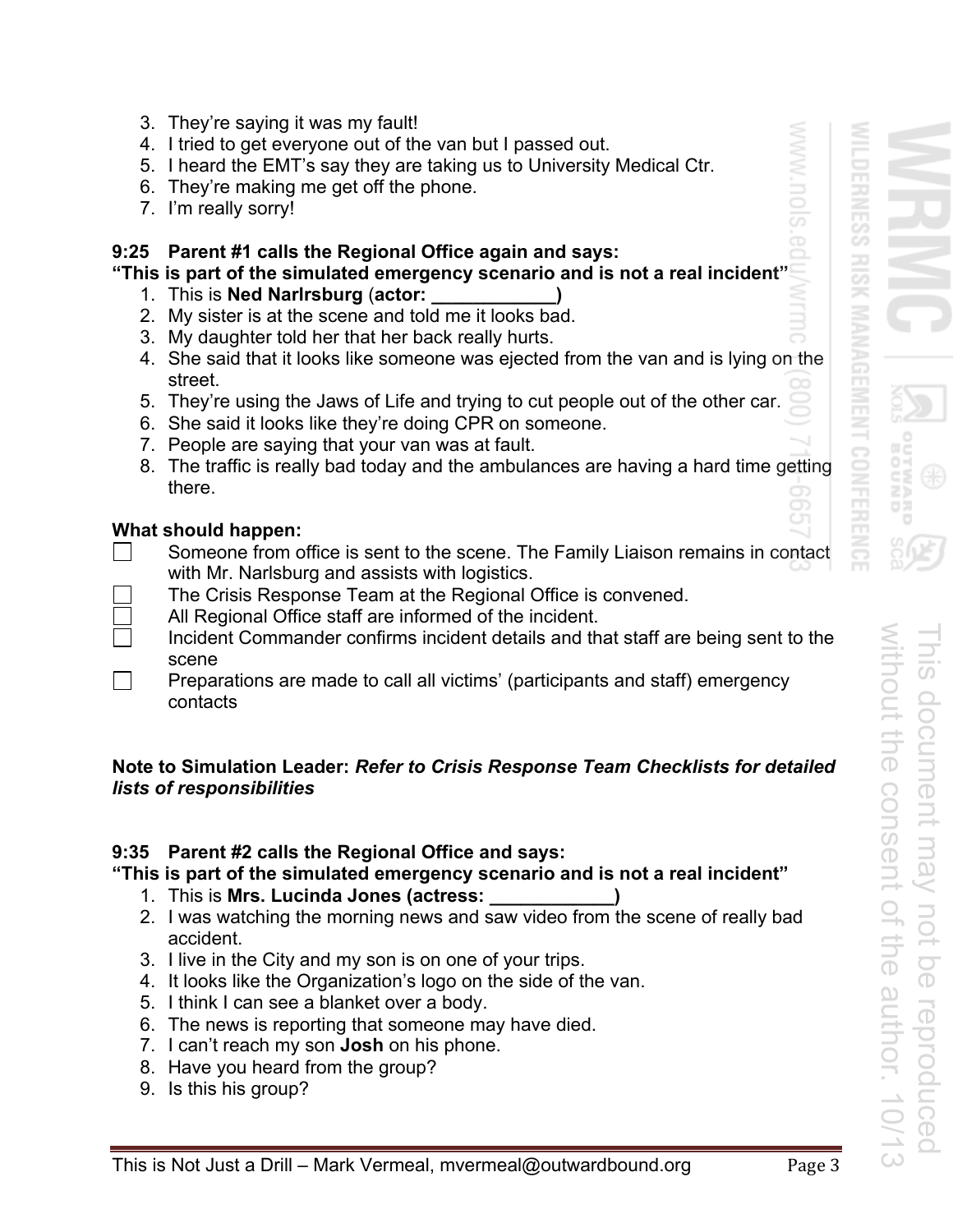3. They're saying it was my fault!
4. I tried to get everyone out of the van but I passed out.
5. I heard the EMT's say they are taking us to University Medical Ctr.
6. They're making me get off the phone.
7. I'm really sorry!

**9:25 Parent #1 calls the Regional Office again and says:**
**"This is part of the simulated emergency scenario and is not a real incident"**

1. This is **Ned Narlrsburg** (**actor: ____________)**
2. My sister is at the scene and told me it looks bad.
3. My daughter told her that her back really hurts.
4. She said that it looks like someone was ejected from the van and is lying on the street.
5. They're using the Jaws of Life and trying to cut people out of the other car.
6. She said it looks like they're doing CPR on someone.
7. People are saying that your van was at fault.
8. The traffic is really bad today and the ambulances are having a hard time getting there.

**What should happen:**

- ☐ Someone from office is sent to the scene. The Family Liaison remains in contact with Mr. Narlsburg and assists with logistics.
- ☐ The Crisis Response Team at the Regional Office is convened.
- ☐ All Regional Office staff are informed of the incident.
- ☐ Incident Commander confirms incident details and that staff are being sent to the scene
- ☐ Preparations are made to call all victims' (participants and staff) emergency contacts

**Note to Simulation Leader:** ***Refer to Crisis Response Team Checklists for detailed lists of responsibilities***

**9:35 Parent #2 calls the Regional Office and says:**
**"This is part of the simulated emergency scenario and is not a real incident"**

1. This is **Mrs. Lucinda Jones (actress: ____________)**
2. I was watching the morning news and saw video from the scene of really bad accident.
3. I live in the City and my son is on one of your trips.
4. It looks like the Organization's logo on the side of the van.
5. I think I can see a blanket over a body.
6. The news is reporting that someone may have died.
7. I can't reach my son **Josh** on his phone.
8. Have you heard from the group?
9. Is this his group?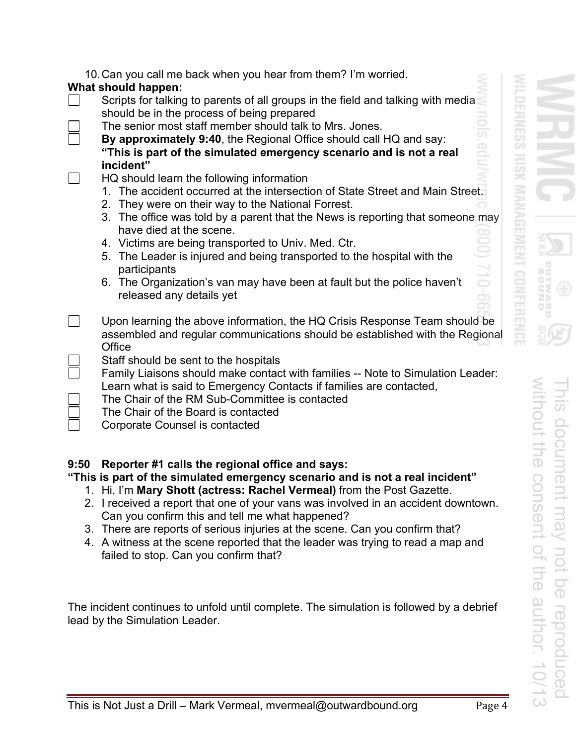10. Can you call me back when you hear from them? I'm worried.

**What should happen:**

- [ ] Scripts for talking to parents of all groups in the field and talking with media should be in the process of being prepared
- [ ] The senior most staff member should talk to Mrs. Jones.
- [ ] **By approximately 9:40**, the Regional Office should call HQ and say: **"This is part of the simulated emergency scenario and is not a real incident"**
- [ ] HQ should learn the following information
    1. The accident occurred at the intersection of State Street and Main Street.
    2. They were on their way to the National Forrest.
    3. The office was told by a parent that the News is reporting that someone may have died at the scene.
    4. Victims are being transported to Univ. Med. Ctr.
    5. The Leader is injured and being transported to the hospital with the participants
    6. The Organization's van may have been at fault but the police haven't released any details yet
- [ ] Upon learning the above information, the HQ Crisis Response Team should be assembled and regular communications should be established with the Regional Office
- [ ] Staff should be sent to the hospitals
- [ ] Family Liaisons should make contact with families -- Note to Simulation Leader: Learn what is said to Emergency Contacts if families are contacted,
- [ ] The Chair of the RM Sub-Committee is contacted
- [ ] The Chair of the Board is contacted
- [ ] Corporate Counsel is contacted

**9:50 Reporter #1 calls the regional office and says:**
**"This is part of the simulated emergency scenario and is not a real incident"**

1. Hi, I'm **Mary Shott (actress: Rachel Vermeal)** from the Post Gazette.
2. I received a report that one of your vans was involved in an accident downtown. Can you confirm this and tell me what happened?
3. There are reports of serious injuries at the scene. Can you confirm that?
4. A witness at the scene reported that the leader was trying to read a map and failed to stop. Can you confirm that?

The incident continues to unfold until complete. The simulation is followed by a debrief lead by the Simulation Leader.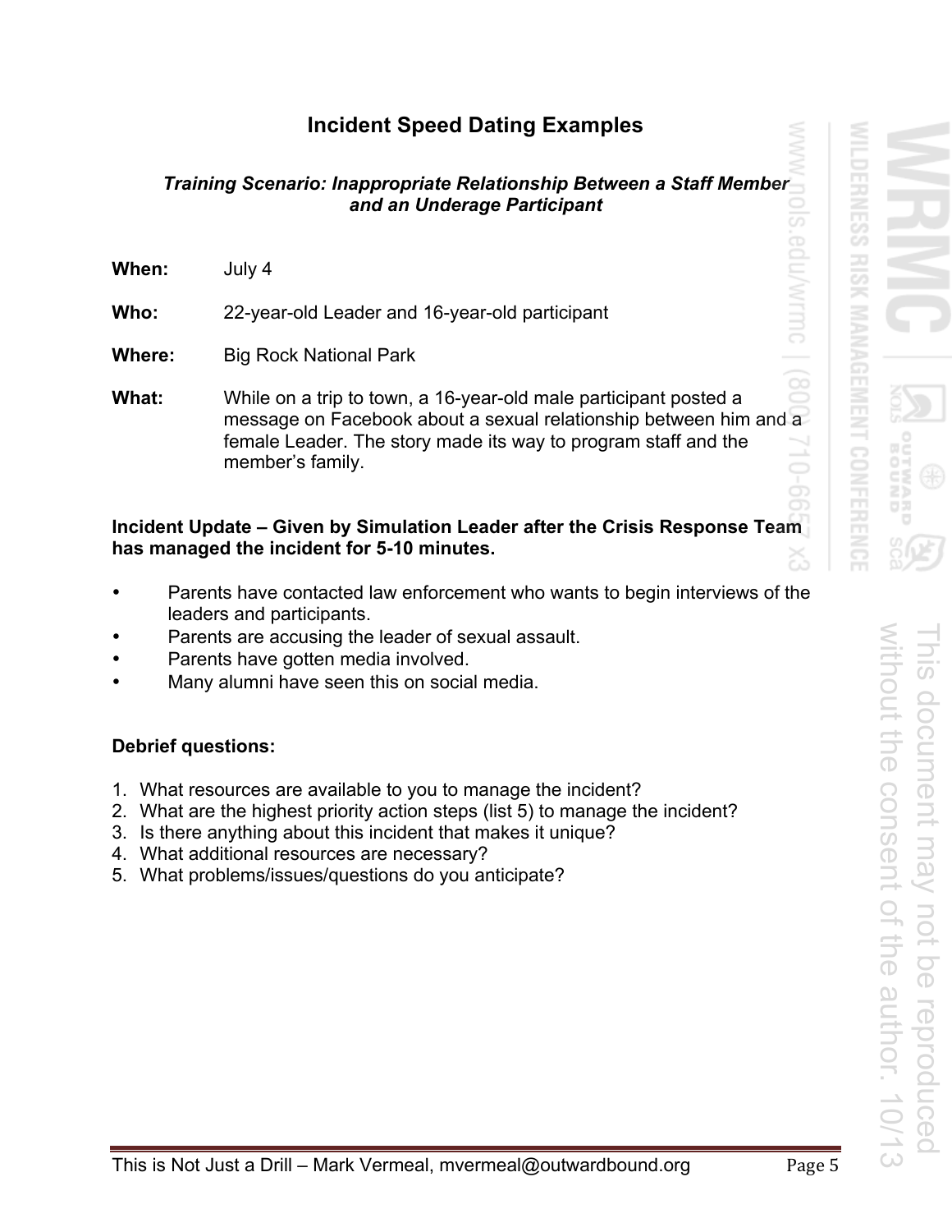# Incident Speed Dating Examples

***Training Scenario: Inappropriate Relationship Between a Staff Member and an Underage Participant***

**When:** July 4

**Who:** 22-year-old Leader and 16-year-old participant

**Where:** Big Rock National Park

**What:** While on a trip to town, a 16-year-old male participant posted a message on Facebook about a sexual relationship between him and a female Leader. The story made its way to program staff and the member's family.

**Incident Update – Given by Simulation Leader after the Crisis Response Team has managed the incident for 5-10 minutes.**

- Parents have contacted law enforcement who wants to begin interviews of the leaders and participants.
- Parents are accusing the leader of sexual assault.
- Parents have gotten media involved.
- Many alumni have seen this on social media.

**Debrief questions:**

1. What resources are available to you to manage the incident?
2. What are the highest priority action steps (list 5) to manage the incident?
3. Is there anything about this incident that makes it unique?
4. What additional resources are necessary?
5. What problems/issues/questions do you anticipate?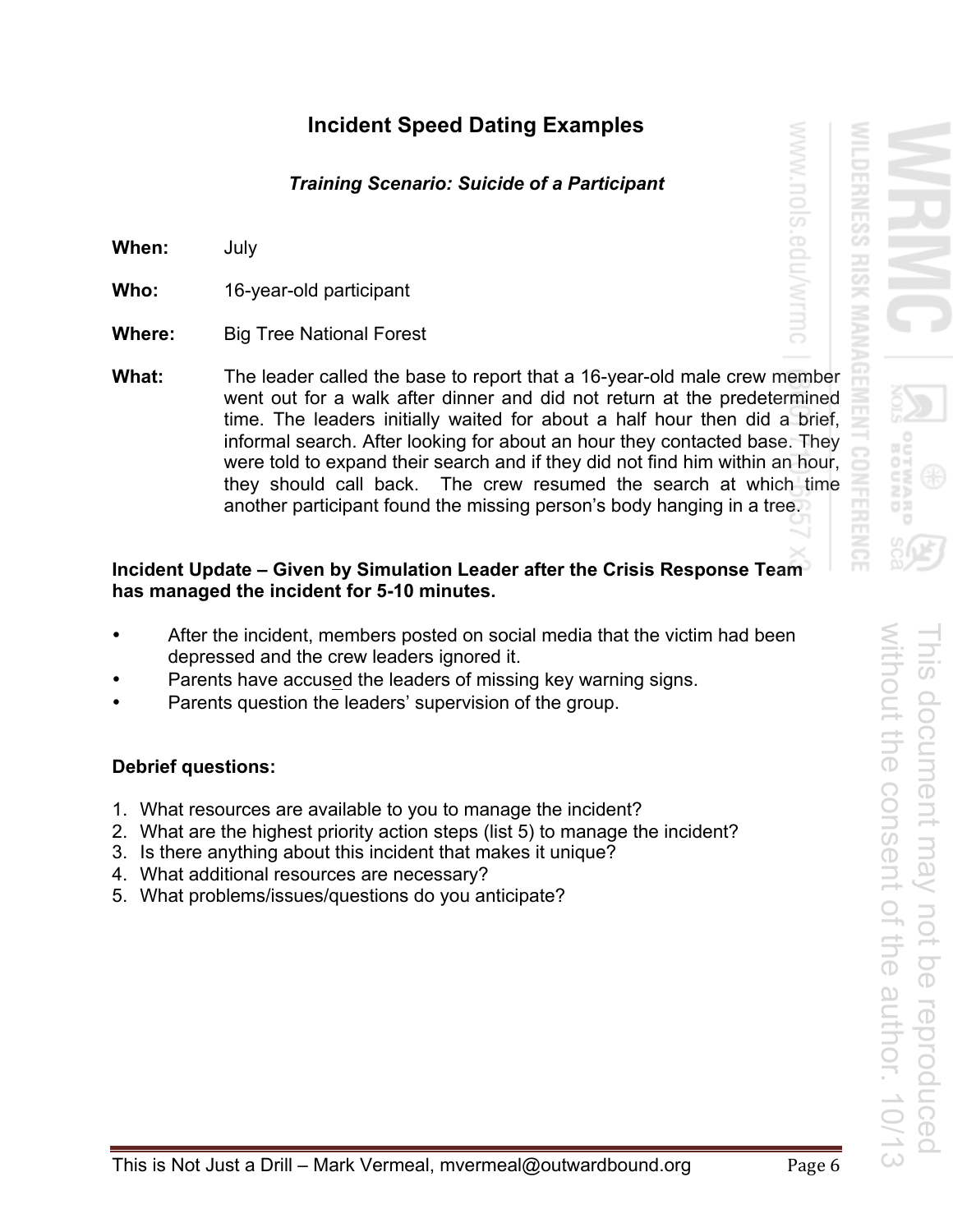# Incident Speed Dating Examples

***Training Scenario: Suicide of a Participant***

**When:** July

**Who:** 16-year-old participant

**Where:** Big Tree National Forest

**What:** The leader called the base to report that a 16-year-old male crew member went out for a walk after dinner and did not return at the predetermined time. The leaders initially waited for about a half hour then did a brief, informal search. After looking for about an hour they contacted base. They were told to expand their search and if they did not find him within an hour, they should call back. The crew resumed the search at which time another participant found the missing person's body hanging in a tree.

**Incident Update – Given by Simulation Leader after the Crisis Response Team has managed the incident for 5-10 minutes.**

- After the incident, members posted on social media that the victim had been depressed and the crew leaders ignored it.
- Parents have accused the leaders of missing key warning signs.
- Parents question the leaders' supervision of the group.

**Debrief questions:**

1. What resources are available to you to manage the incident?
2. What are the highest priority action steps (list 5) to manage the incident?
3. Is there anything about this incident that makes it unique?
4. What additional resources are necessary?
5. What problems/issues/questions do you anticipate?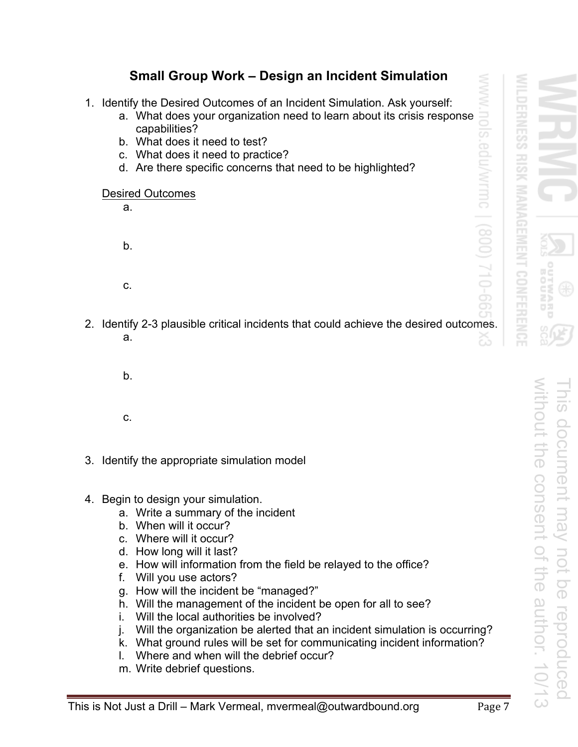## Small Group Work – Design an Incident Simulation

1. Identify the Desired Outcomes of an Incident Simulation. Ask yourself:
   a. What does your organization need to learn about its crisis response capabilities?
   b. What does it need to test?
   c. What does it need to practice?
   d. Are there specific concerns that need to be highlighted?

   Desired Outcomes

   a.

   b.

   c.

2. Identify 2-3 plausible critical incidents that could achieve the desired outcomes.

   a.

   b.

   c.

3. Identify the appropriate simulation model

4. Begin to design your simulation.
   a. Write a summary of the incident
   b. When will it occur?
   c. Where will it occur?
   d. How long will it last?
   e. How will information from the field be relayed to the office?
   f. Will you use actors?
   g. How will the incident be "managed?"
   h. Will the management of the incident be open for all to see?
   i. Will the local authorities be involved?
   j. Will the organization be alerted that an incident simulation is occurring?
   k. What ground rules will be set for communicating incident information?
   l. Where and when will the debrief occur?
   m. Write debrief questions.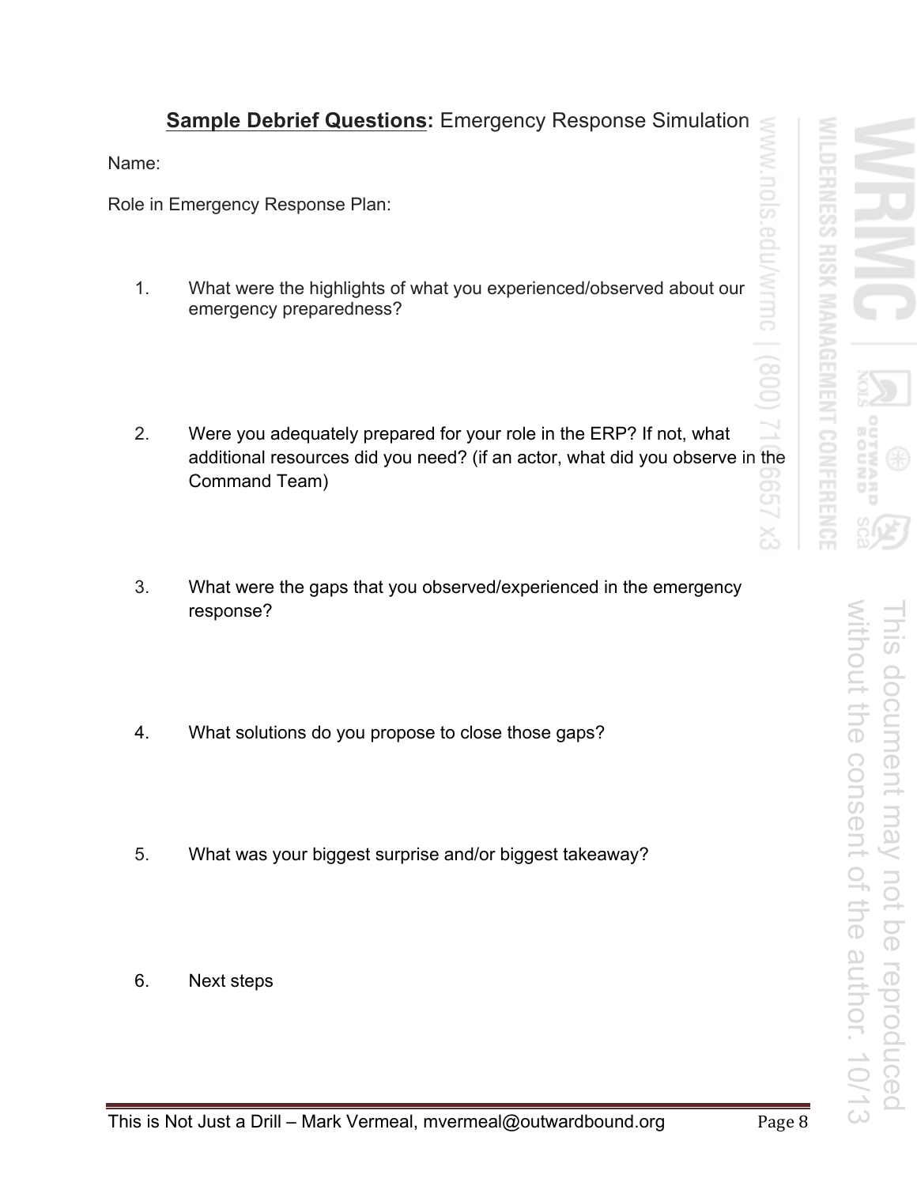## **Sample Debrief Questions:** Emergency Response Simulation

Name:

Role in Emergency Response Plan:

1. What were the highlights of what you experienced/observed about our emergency preparedness?

2. Were you adequately prepared for your role in the ERP? If not, what additional resources did you need? (if an actor, what did you observe in the Command Team)

3. What were the gaps that you observed/experienced in the emergency response?

4. What solutions do you propose to close those gaps?

5. What was your biggest surprise and/or biggest takeaway?

6. Next steps